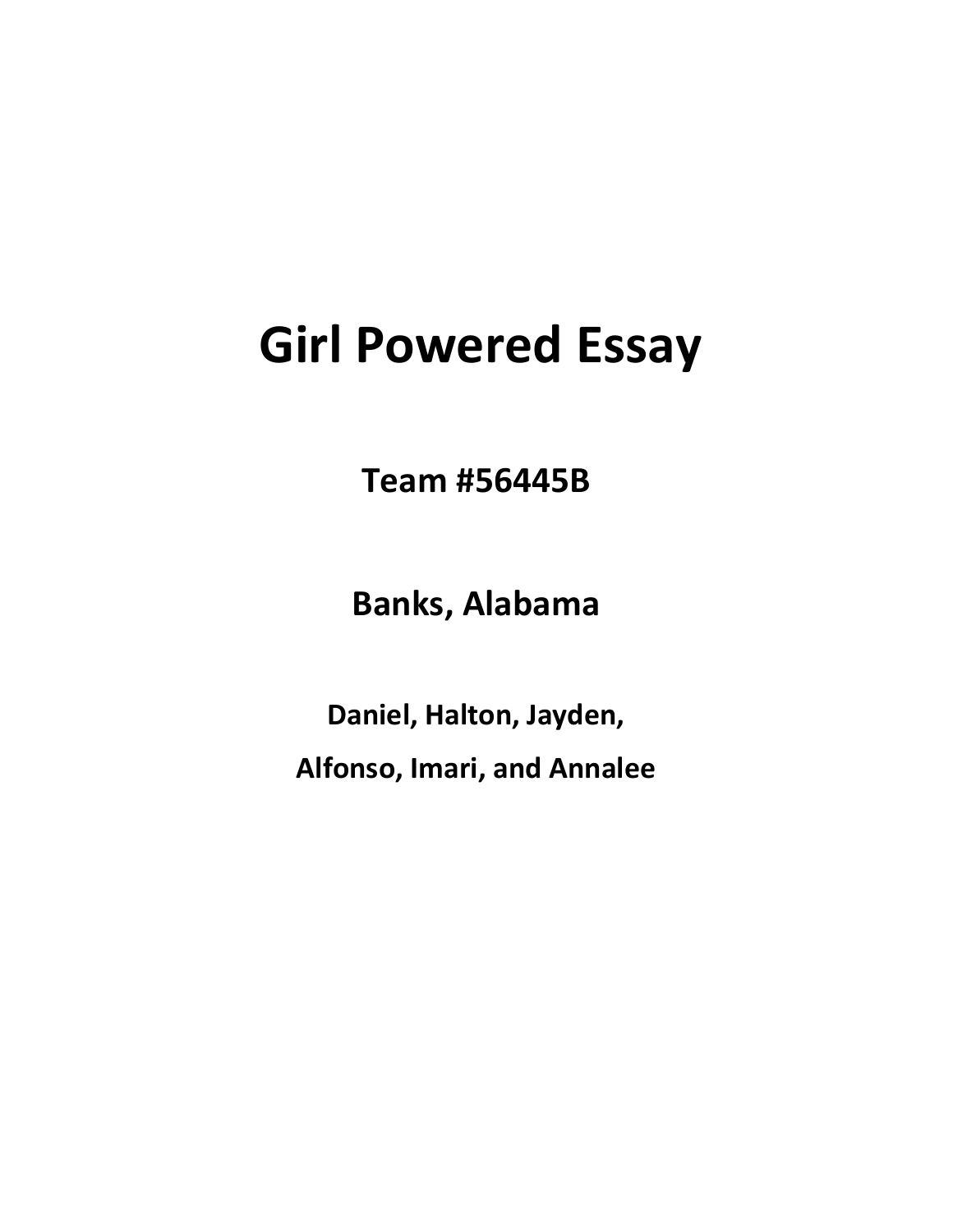# Girl Powered Essay

**Team #56445B**

**Banks, Alabama**

**Daniel, Halton, Jayden,**

**Alfonso, Imari, and Annalee**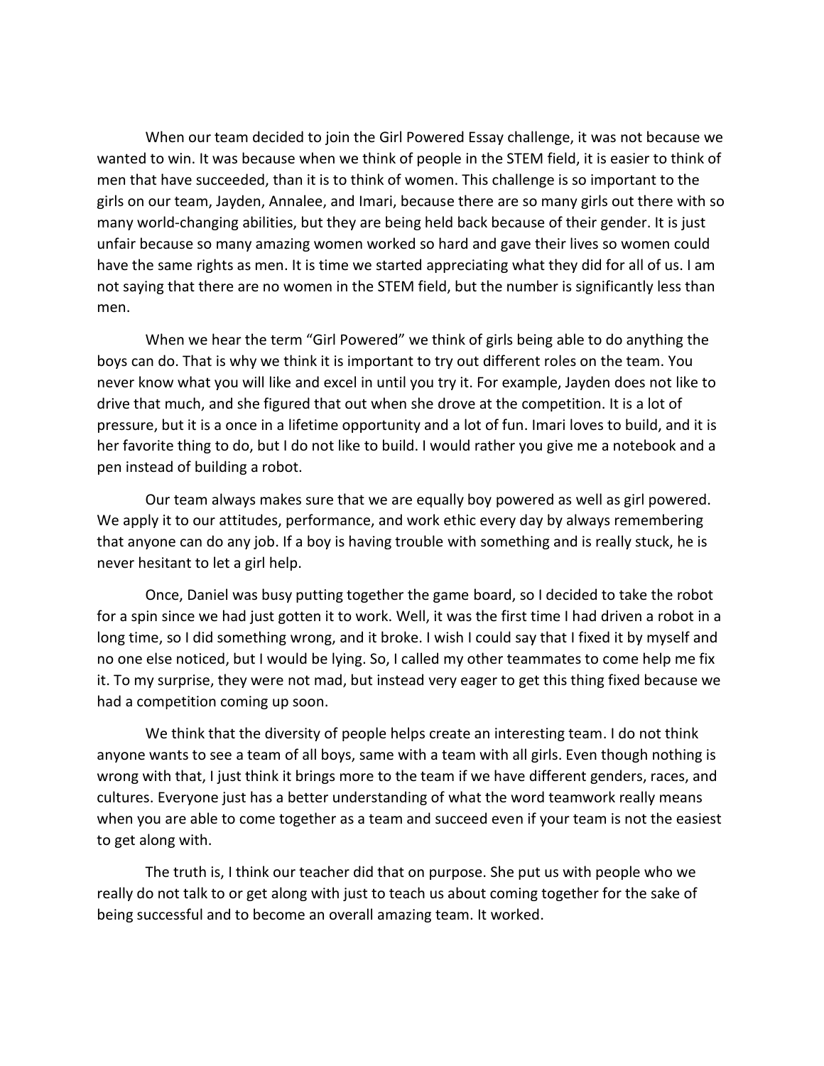When our team decided to join the Girl Powered Essay challenge, it was not because we wanted to win. It was because when we think of people in the STEM field, it is easier to think of men that have succeeded, than it is to think of women. This challenge is so important to the girls on our team, Jayden, Annalee, and Imari, because there are so many girls out there with so many world-changing abilities, but they are being held back because of their gender. It is just unfair because so many amazing women worked so hard and gave their lives so women could have the same rights as men. It is time we started appreciating what they did for all of us. I am not saying that there are no women in the STEM field, but the number is significantly less than men.

When we hear the term "Girl Powered" we think of girls being able to do anything the boys can do. That is why we think it is important to try out different roles on the team. You never know what you will like and excel in until you try it. For example, Jayden does not like to drive that much, and she figured that out when she drove at the competition. It is a lot of pressure, but it is a once in a lifetime opportunity and a lot of fun. Imari loves to build, and it is her favorite thing to do, but I do not like to build. I would rather you give me a notebook and a pen instead of building a robot.

Our team always makes sure that we are equally boy powered as well as girl powered. We apply it to our attitudes, performance, and work ethic every day by always remembering that anyone can do any job. If a boy is having trouble with something and is really stuck, he is never hesitant to let a girl help.

Once, Daniel was busy putting together the game board, so I decided to take the robot for a spin since we had just gotten it to work. Well, it was the first time I had driven a robot in a long time, so I did something wrong, and it broke. I wish I could say that I fixed it by myself and no one else noticed, but I would be lying. So, I called my other teammates to come help me fix it. To my surprise, they were not mad, but instead very eager to get this thing fixed because we had a competition coming up soon.

We think that the diversity of people helps create an interesting team. I do not think anyone wants to see a team of all boys, same with a team with all girls. Even though nothing is wrong with that, I just think it brings more to the team if we have different genders, races, and cultures. Everyone just has a better understanding of what the word teamwork really means when you are able to come together as a team and succeed even if your team is not the easiest to get along with.

The truth is, I think our teacher did that on purpose. She put us with people who we really do not talk to or get along with just to teach us about coming together for the sake of being successful and to become an overall amazing team. It worked.